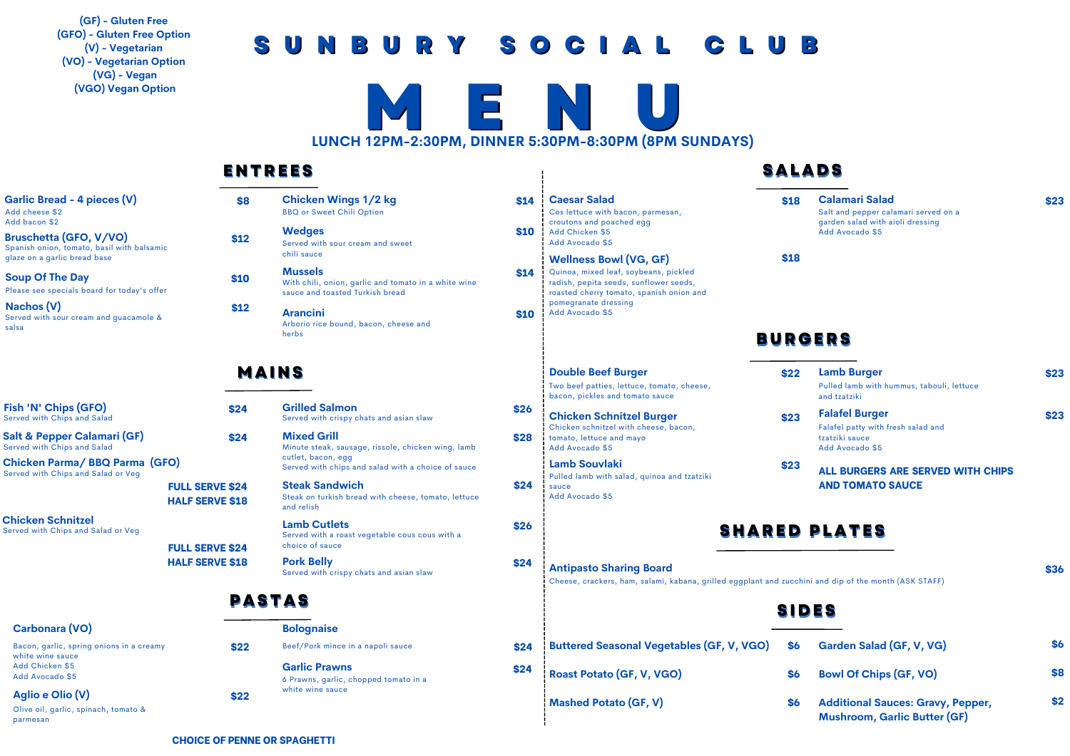(GF) - Gluten Free
(GFO) - Gluten Free Option
(V) - Vegetarian
(VO) - Vegetarian Option
(VG) - Vegan
(VGO) Vegan Option

# SUNBURY SOCIAL CLUB

# MENU

**LUNCH 12PM-2:30PM, DINNER 5:30PM-8:30PM (8PM SUNDAYS)**

## ENTREES

**Garlic Bread - 4 pieces (V)** — $8
Add cheese $2
Add bacon $2

**Bruschetta (GFO, V/VO)** — $12
Spanish onion, tomato, basil with balsamic glaze on a garlic bread base

**Soup Of The Day** — $10
Please see specials board for today's offer

**Nachos (V)** — $12
Served with sour cream and guacamole & salsa

**Chicken Wings 1/2 kg** — $14
BBQ or Sweet Chili Option

**Wedges** — $10
Served with sour cream and sweet chili sauce

**Mussels** — $14
With chili, onion, garlic and tomato in a white wine sauce and toasted Turkish bread

**Arancini** — $10
Arborio rice bound, bacon, cheese and herbs

## MAINS

**Fish 'N' Chips (GFO)** — $24
Served with Chips and Salad

**Salt & Pepper Calamari (GF)** — $24
Served with Chips and Salad

**Chicken Parma/ BBQ Parma (GFO)**
Served with Chips and Salad or Veg
FULL SERVE $24
HALF SERVE $18

**Chicken Schnitzel**
Served with Chips and Salad or Veg
FULL SERVE $24
HALF SERVE $18

**Grilled Salmon** — $26
Served with crispy chats and asian slaw

**Mixed Grill** — $28
Minute steak, sausage, rissole, chicken wing, lamb cutlet, bacon, egg
Served with chips and salad with a choice of sauce

**Steak Sandwich** — $24
Steak on turkish bread with cheese, tomato, lettuce and relish

**Lamb Cutlets** — $26
Served with a roast vegetable cous cous with a choice of sauce

**Pork Belly** — $24
Served with crispy chats and asian slaw

## PASTAS

**Carbonara (VO)** — $22
Bacon, garlic, spring onions in a creamy white wine sauce
Add Chicken $5
Add Avocado $5

**Aglio e Olio (V)** — $22
Olive oil, garlic, spinach, tomato & parmesan

**Bolognaise** — $24
Beef/Pork mince in a napoli sauce

**Garlic Prawns** — $24
6 Prawns, garlic, chopped tomato in a white wine sauce

**CHOICE OF PENNE OR SPAGHETTI**

## SALADS

**Caesar Salad** — $18
Cos lettuce with bacon, parmesan, croutons and poached egg
Add Chicken $5
Add Avocado $5

**Wellness Bowl (VG, GF)** — $18
Quinoa, mixed leaf, soybeans, pickled radish, pepita seeds, sunflower seeds, roasted cherry tomato, spanish onion and pomegranate dressing
Add Avocado $5

**Calamari Salad** — $23
Salt and pepper calamari served on a garden salad with aioli dressing
Add Avocado $5

## BURGERS

**Double Beef Burger** — $22
Two beef patties, lettuce, tomato, cheese, bacon, pickles and tomato sauce

**Chicken Schnitzel Burger** — $23
Chicken schnitzel with cheese, bacon, tomato, lettuce and mayo
Add Avocado $5

**Lamb Souvlaki** — $23
Pulled lamb with salad, quinoa and tzatziki sauce
Add Avocado $5

**Lamb Burger** — $23
Pulled lamb with hummus, tabouli, lettuce and tzatziki

**Falafel Burger** — $23
Falafel patty with fresh salad and tzatziki sauce
Add Avocado $5

**ALL BURGERS ARE SERVED WITH CHIPS AND TOMATO SAUCE**

## SHARED PLATES

**Antipasto Sharing Board** — $36
Cheese, crackers, ham, salami, kabana, grilled eggplant and zucchini and dip of the month (ASK STAFF)

## SIDES

**Buttered Seasonal Vegetables (GF, V, VGO)** — $6

**Roast Potato (GF, V, VGO)** — $6

**Mashed Potato (GF, V)** — $6

**Garden Salad (GF, V, VG)** — $6

**Bowl Of Chips (GF, VO)** — $8

**Additional Sauces: Gravy, Pepper, Mushroom, Garlic Butter (GF)** — $2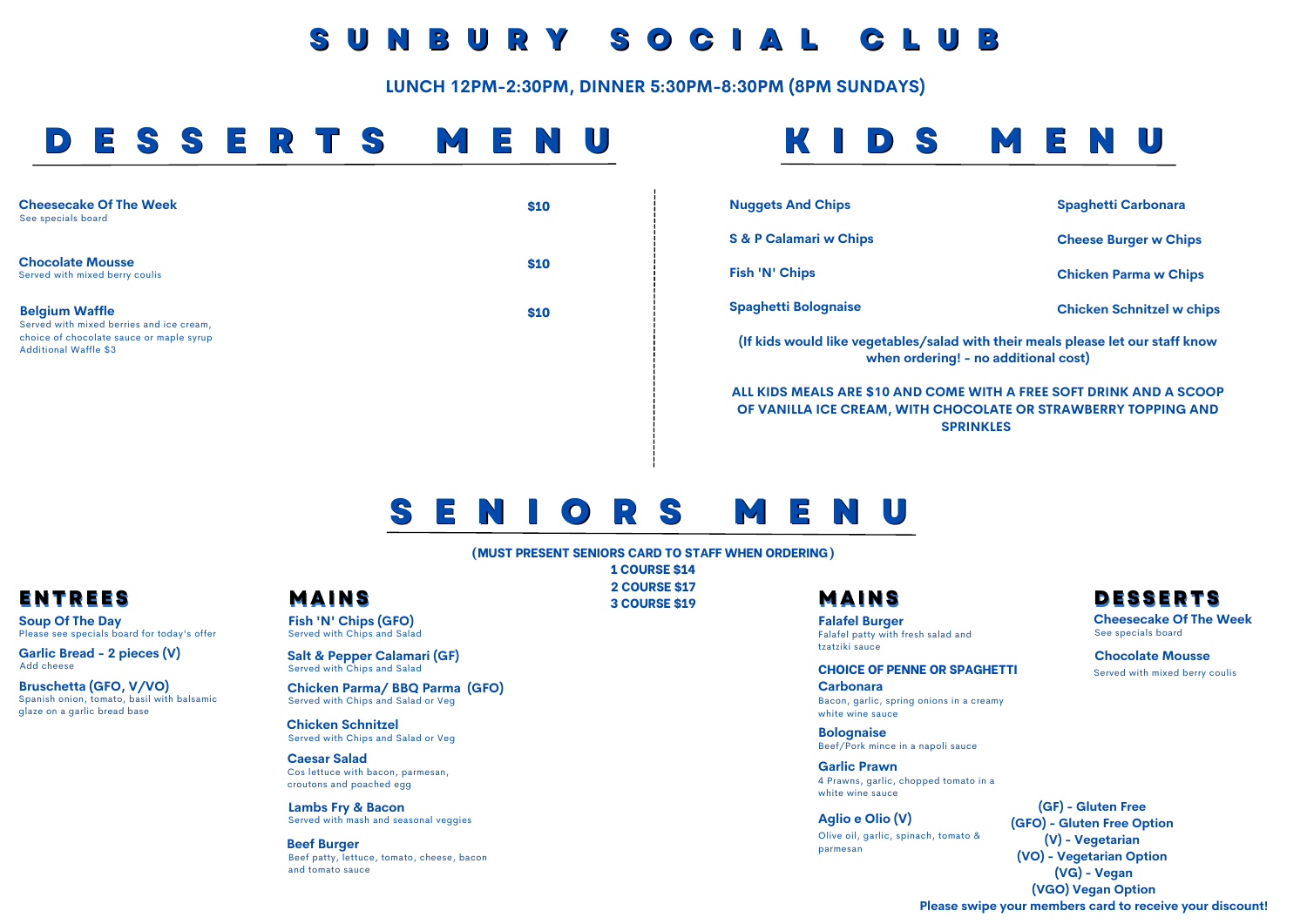# SUNBURY SOCIAL CLUB

**LUNCH 12PM-2:30PM, DINNER 5:30PM-8:30PM (8PM SUNDAYS)**

## DESSERTS MENU

**Cheesecake Of The Week** — **$10**
See specials board

**Chocolate Mousse** — **$10**
Served with mixed berry coulis

**Belgium Waffle** — **$10**
Served with mixed berries and ice cream, choice of chocolate sauce or maple syrup
Additional Waffle $3

## KIDS MENU

- **Nuggets And Chips**
- **S & P Calamari w Chips**
- **Fish 'N' Chips**
- **Spaghetti Bolognaise**
- **Spaghetti Carbonara**
- **Cheese Burger w Chips**
- **Chicken Parma w Chips**
- **Chicken Schnitzel w chips**

**(If kids would like vegetables/salad with their meals please let our staff know when ordering! - no additional cost)**

**ALL KIDS MEALS ARE $10 AND COME WITH A FREE SOFT DRINK AND A SCOOP OF VANILLA ICE CREAM, WITH CHOCOLATE OR STRAWBERRY TOPPING AND SPRINKLES**

## SENIORS MENU

**(MUST PRESENT SENIORS CARD TO STAFF WHEN ORDERING)**
**1 COURSE $14**
**2 COURSE $17**
**3 COURSE $19**

### ENTREES

**Soup Of The Day**
Please see specials board for today's offer

**Garlic Bread - 2 pieces (V)**
Add cheese

**Bruschetta (GFO, V/VO)**
Spanish onion, tomato, basil with balsamic glaze on a garlic bread base

### MAINS

**Fish 'N' Chips (GFO)**
Served with Chips and Salad

**Salt & Pepper Calamari (GF)**
Served with Chips and Salad

**Chicken Parma/ BBQ Parma (GFO)**
Served with Chips and Salad or Veg

**Chicken Schnitzel**
Served with Chips and Salad or Veg

**Caesar Salad**
Cos lettuce with bacon, parmesan, croutons and poached egg

**Lambs Fry & Bacon**
Served with mash and seasonal veggies

**Beef Burger**
Beef patty, lettuce, tomato, cheese, bacon and tomato sauce

### MAINS

**Falafel Burger**
Falafel patty with fresh salad and tzatziki sauce

**CHOICE OF PENNE OR SPAGHETTI**

**Carbonara**
Bacon, garlic, spring onions in a creamy white wine sauce

**Bolognaise**
Beef/Pork mince in a napoli sauce

**Garlic Prawn**
4 Prawns, garlic, chopped tomato in a white wine sauce

**Aglio e Olio (V)**
Olive oil, garlic, spinach, tomato & parmesan

### DESSERTS

**Cheesecake Of The Week**
See specials board

**Chocolate Mousse**
Served with mixed berry coulis

**(GF) - Gluten Free**
**(GFO) - Gluten Free Option**
**(V) - Vegetarian**
**(VO) - Vegetarian Option**
**(VG) - Vegan**
**(VGO) Vegan Option**

**Please swipe your members card to receive your discount!**